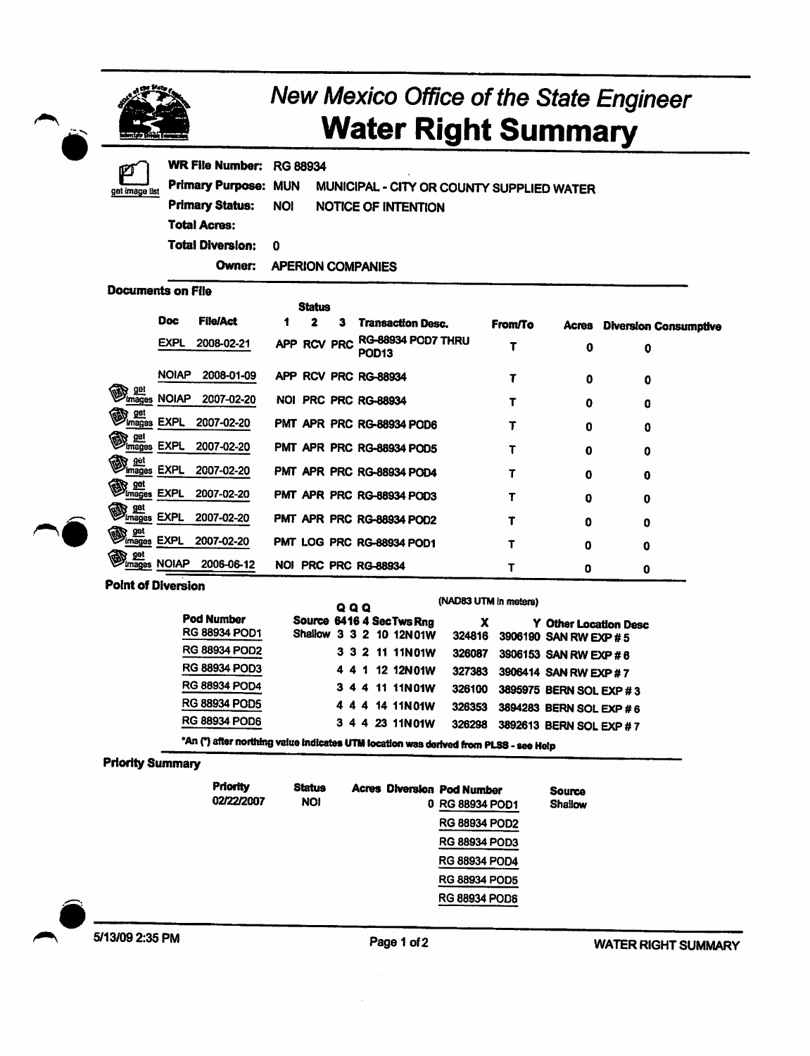# New Mexico Office of the State Engineer
# Water Right Summary

get image list

**WR File Number:** RG 88934
**Primary Purpose:** MUN MUNICIPAL - CITY OR COUNTY SUPPLIED WATER
**Primary Status:** NOI NOTICE OF INTENTION
**Total Acres:**
**Total Diversion:** 0
**Owner:** APERION COMPANIES

### Documents on File

| | Doc | File/Act | Status 1 | 2 | 3 | Transaction Desc. | From/To | Acres | Diversion | Consumptive |
|---|---|---|---|---|---|---|---|---|---|---|
| | EXPL | 2008-02-21 | APP | RCV | PRC | RG-88934 POD7 THRU POD13 | T | 0 | 0 | |
| | NOIAP | 2008-01-09 | APP | RCV | PRC | RG-88934 | T | 0 | 0 | |
| get images | NOIAP | 2007-02-20 | NOI | PRC | PRC | RG-88934 | T | 0 | 0 | |
| get images | EXPL | 2007-02-20 | PMT | APR | PRC | RG-88934 POD6 | T | 0 | 0 | |
| get images | EXPL | 2007-02-20 | PMT | APR | PRC | RG-88934 POD5 | T | 0 | 0 | |
| get images | EXPL | 2007-02-20 | PMT | APR | PRC | RG-88934 POD4 | T | 0 | 0 | |
| get images | EXPL | 2007-02-20 | PMT | APR | PRC | RG-88934 POD3 | T | 0 | 0 | |
| get images | EXPL | 2007-02-20 | PMT | APR | PRC | RG-88934 POD2 | T | 0 | 0 | |
| get images | EXPL | 2007-02-20 | PMT | LOG | PRC | RG-88934 POD1 | T | 0 | 0 | |
| get images | NOIAP | 2006-06-12 | NOI | PRC | PRC | RG-88934 | T | 0 | 0 | |

### Point of Diversion

(NAD83 UTM in meters)

| Pod Number | Source | QQQ 64 | 16 | 4 | Sec | Tws | Rng | X | Y | Other Location Desc |
|---|---|---|---|---|---|---|---|---|---|---|
| RG 88934 POD1 | Shallow | 3 | 3 | 2 | 10 | 12N | 01W | 324816 | 3906190 | SAN RW EXP # 5 |
| RG 88934 POD2 | | 3 | 3 | 2 | 11 | 11N | 01W | 326087 | 3906153 | SAN RW EXP # 6 |
| RG 88934 POD3 | | 4 | 4 | 1 | 12 | 12N | 01W | 327383 | 3906414 | SAN RW EXP # 7 |
| RG 88934 POD4 | | 3 | 4 | 4 | 11 | 11N | 01W | 326100 | 3895975 | BERN SOL EXP # 3 |
| RG 88934 POD5 | | 4 | 4 | 4 | 14 | 11N | 01W | 326353 | 3894283 | BERN SOL EXP # 6 |
| RG 88934 POD6 | | 3 | 4 | 4 | 23 | 11N | 01W | 326298 | 3892613 | BERN SOL EXP # 7 |

*An (*) after northing value indicates UTM location was derived from PLSS - see Help

### Priority Summary

| Priority | Status | Acres | Diversion | Pod Number | Source |
|---|---|---|---|---|---|
| 02/22/2007 | NOI | | 0 | RG 88934 POD1 | Shallow |
| | | | | RG 88934 POD2 | |
| | | | | RG 88934 POD3 | |
| | | | | RG 88934 POD4 | |
| | | | | RG 88934 POD5 | |
| | | | | RG 88934 POD6 | |

5/13/09 2:35 PM WATER RIGHT SUMMARY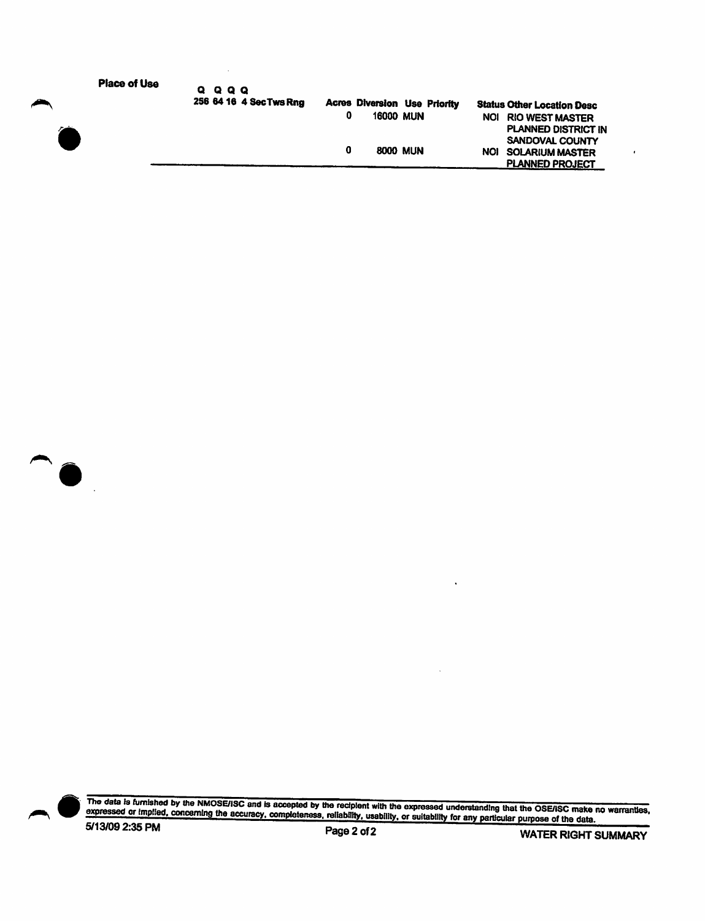**Place of Use**

| Q 256 | Q 64 | Q 16 | Q 4 | Sec | Tws | Rng | Acres | Diversion | Use | Priority | Status | Other Location Desc |
|---|---|---|---|---|---|---|---|---|---|---|---|---|
| | | | | | | | 0 | 16000 | MUN | | NOI | RIO WEST MASTER PLANNED DISTRICT IN SANDOVAL COUNTY |
| | | | | | | | 0 | 8000 | MUN | | NOI | SOLARIUM MASTER PLANNED PROJECT |

The data is furnished by the NMOSE/ISC and is accepted by the recipient with the expressed understanding that the OSE/ISC make no warranties, expressed or implied, concerning the accuracy, completeness, reliability, usability, or suitability for any particular purpose of the data.

5/13/09 2:35 PM

WATER RIGHT SUMMARY